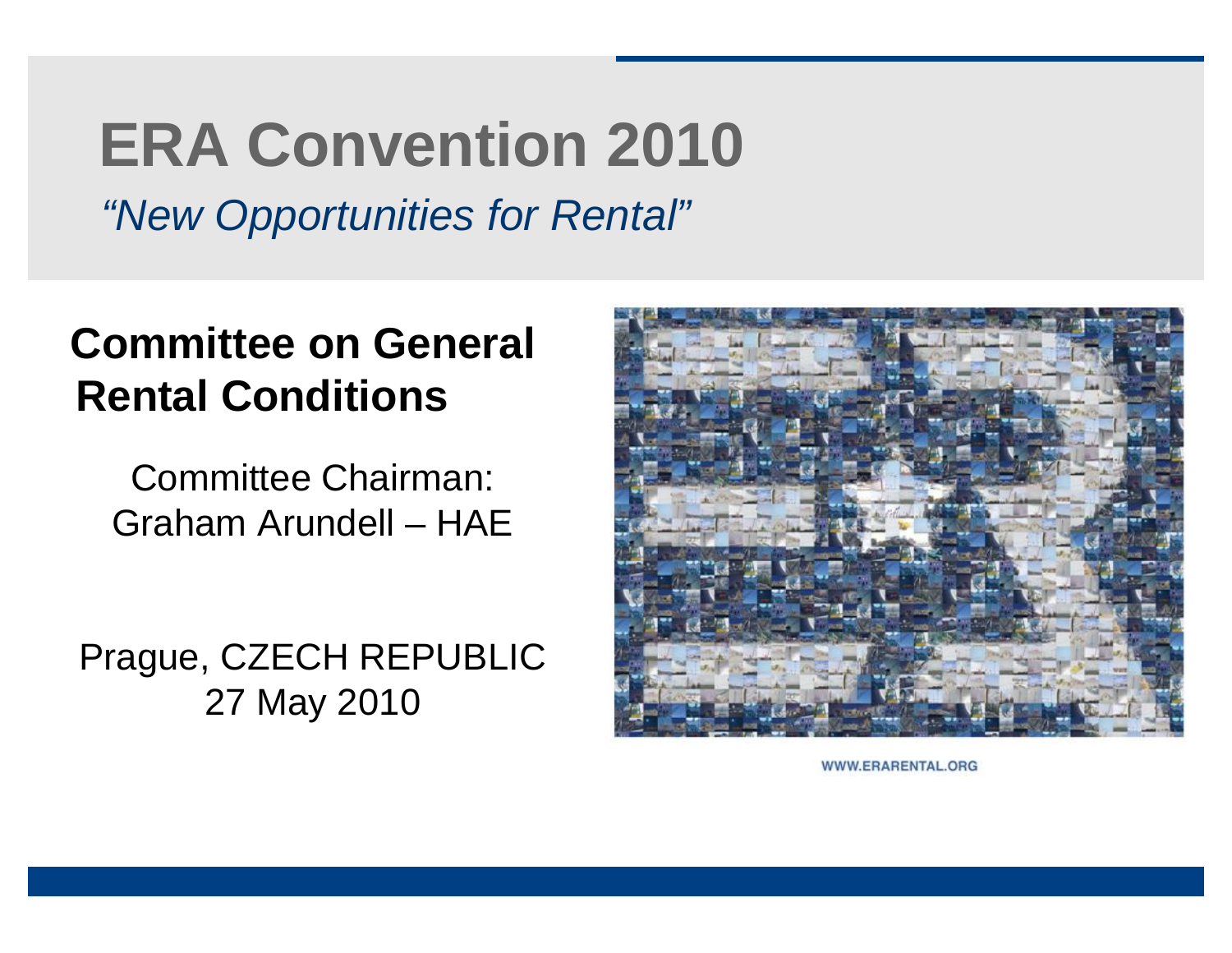# ERA Convention 2010

*"New Opportunities for Rental"*

## Committee on General Rental Conditions

Committee Chairman:
Graham Arundell – HAE

Prague, CZECH REPUBLIC
27 May 2010

WWW.ERARENTAL.ORG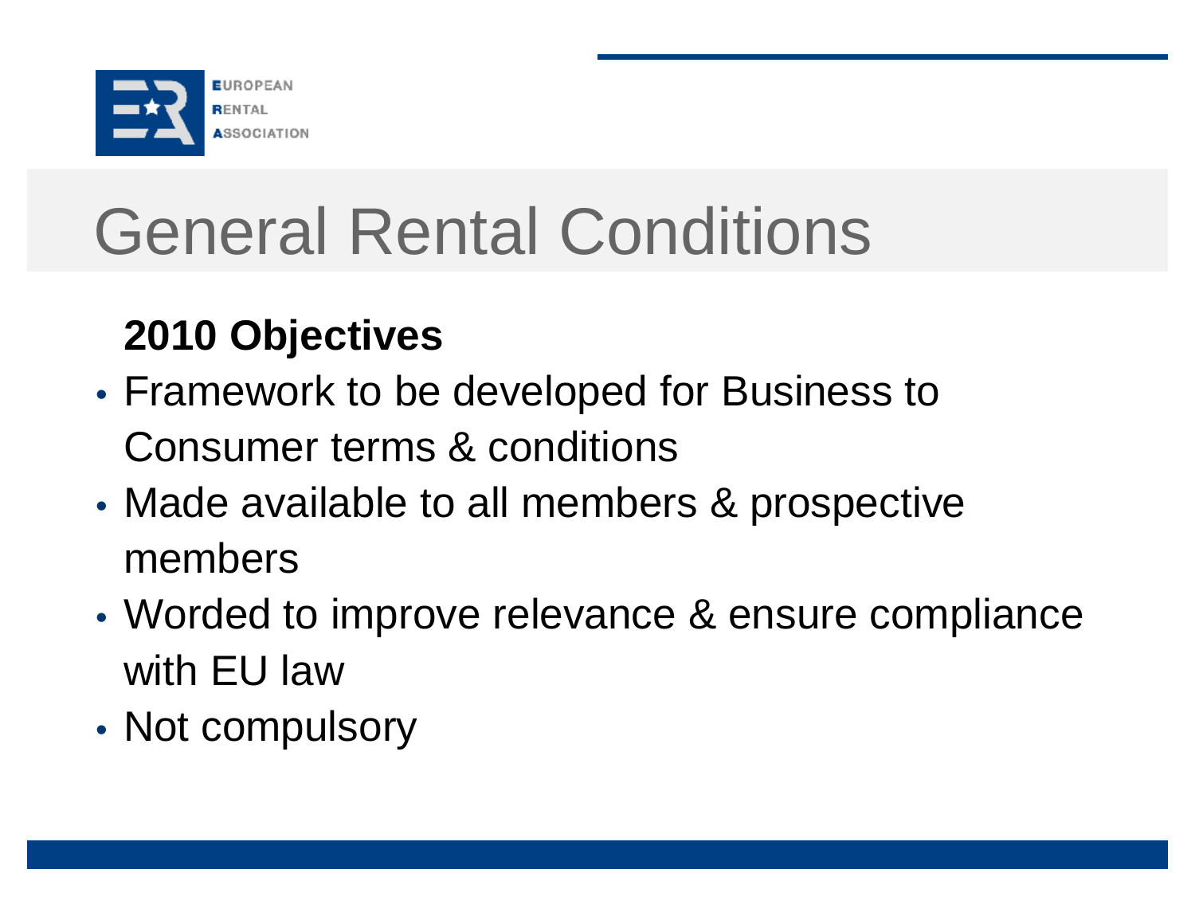# General Rental Conditions

**2010 Objectives**

- Framework to be developed for Business to Consumer terms & conditions
- Made available to all members & prospective members
- Worded to improve relevance & ensure compliance with EU law
- Not compulsory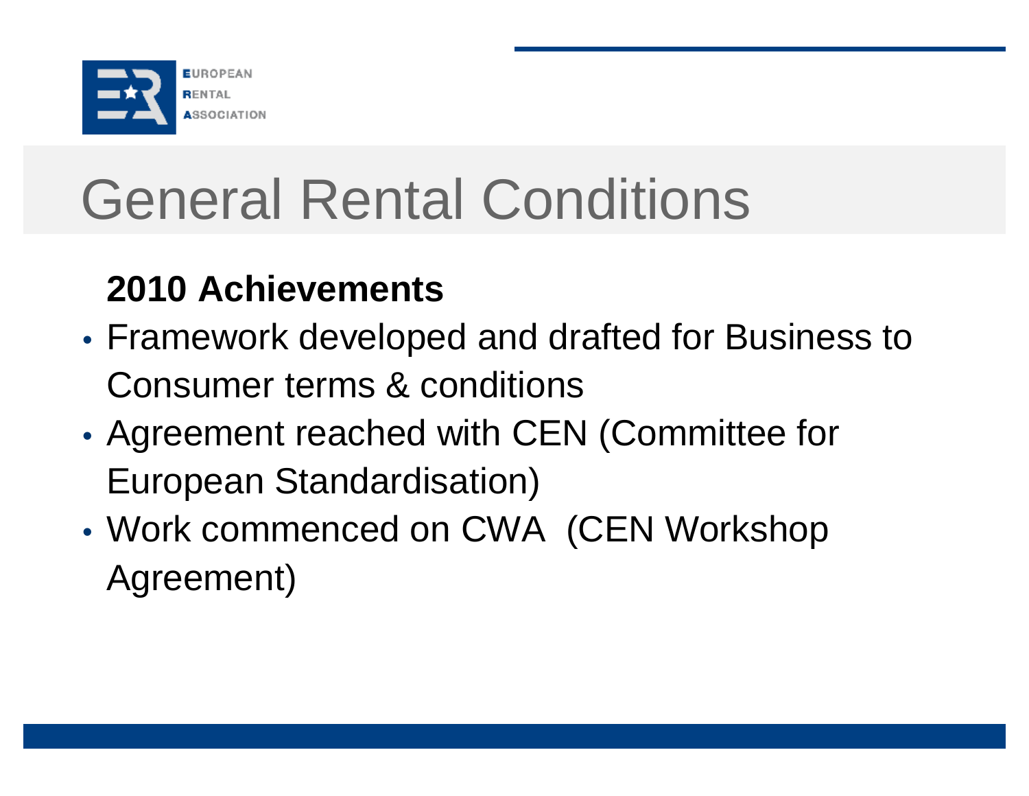# General Rental Conditions

**2010 Achievements**

- Framework developed and drafted for Business to Consumer terms & conditions
- Agreement reached with CEN (Committee for European Standardisation)
- Work commenced on CWA (CEN Workshop Agreement)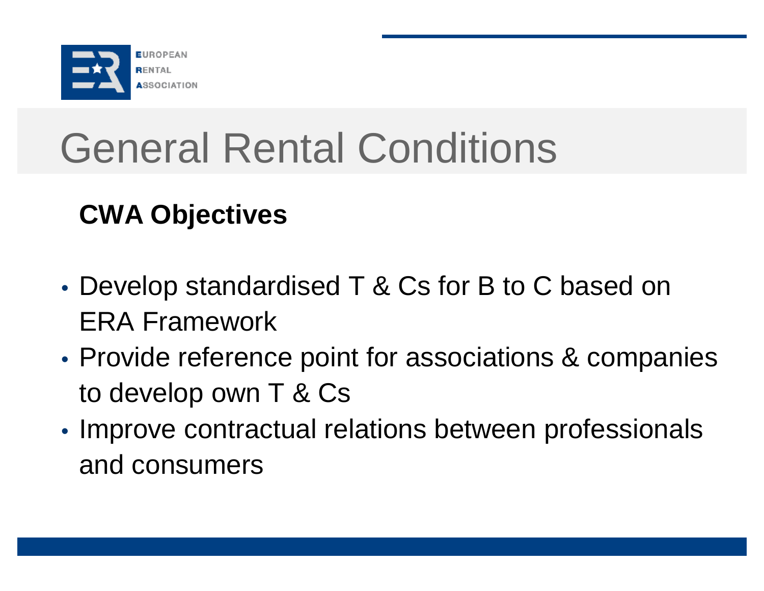# General Rental Conditions

## CWA Objectives

- Develop standardised T & Cs for B to C based on ERA Framework
- Provide reference point for associations & companies to develop own T & Cs
- Improve contractual relations between professionals and consumers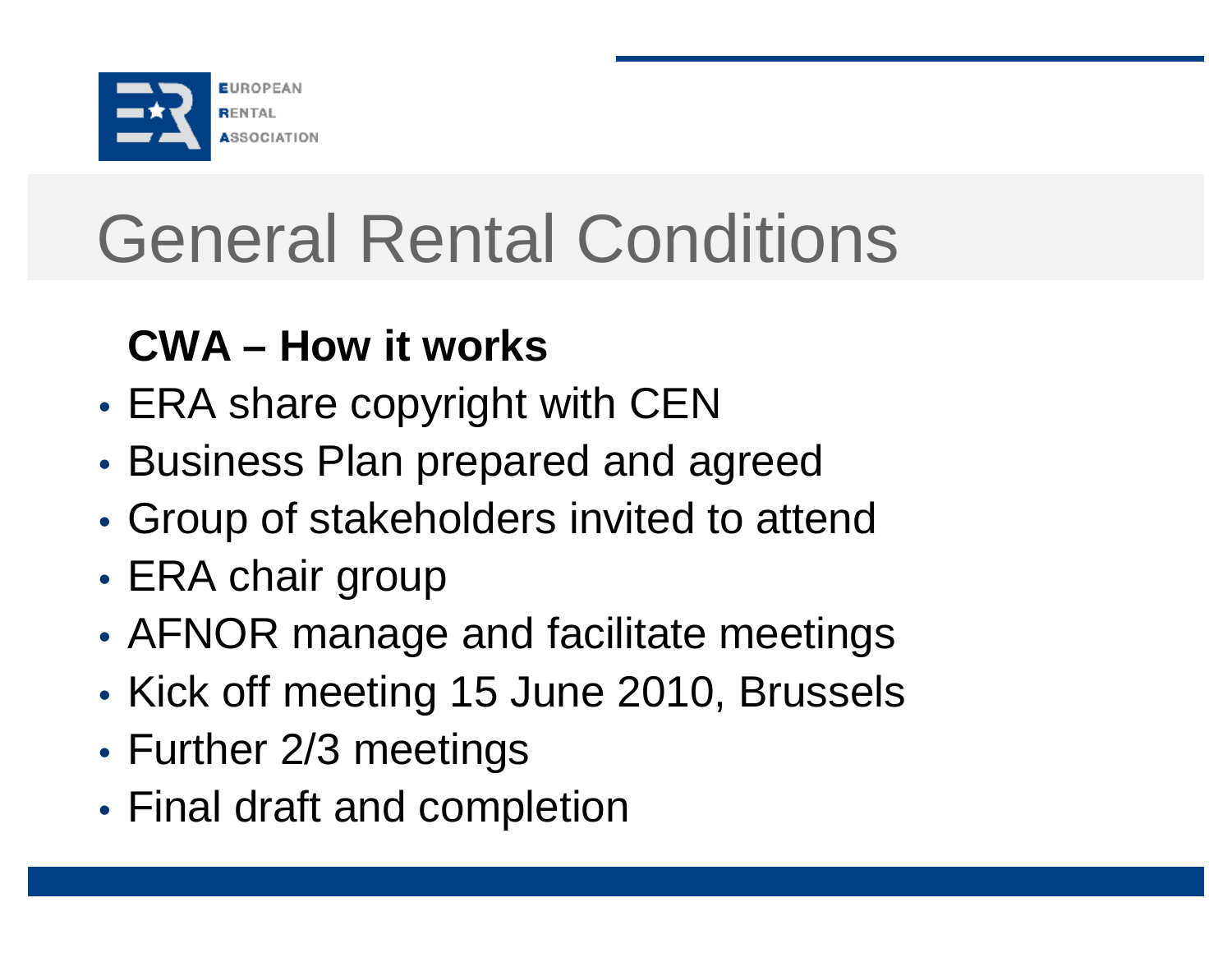# General Rental Conditions

**CWA – How it works**

- ERA share copyright with CEN
- Business Plan prepared and agreed
- Group of stakeholders invited to attend
- ERA chair group
- AFNOR manage and facilitate meetings
- Kick off meeting 15 June 2010, Brussels
- Further 2/3 meetings
- Final draft and completion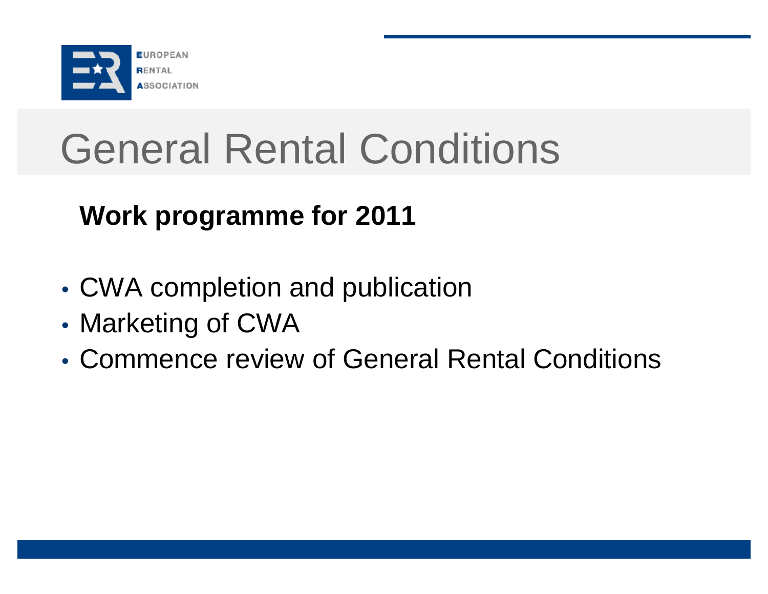# General Rental Conditions

**Work programme for 2011**

- CWA completion and publication
- Marketing of CWA
- Commence review of General Rental Conditions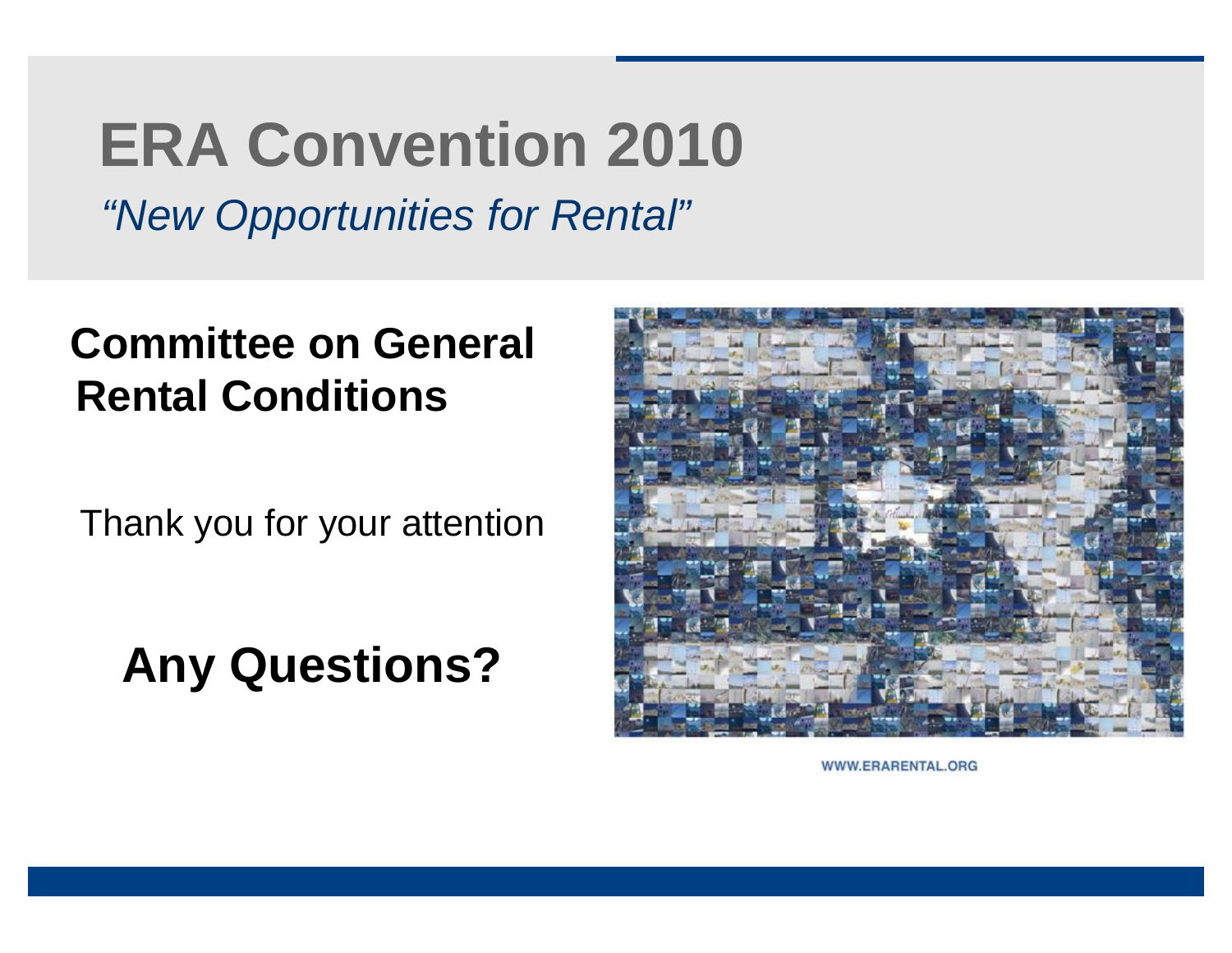# ERA Convention 2010

*"New Opportunities for Rental"*

## Committee on General Rental Conditions

Thank you for your attention

## Any Questions?

WWW.ERARENTAL.ORG